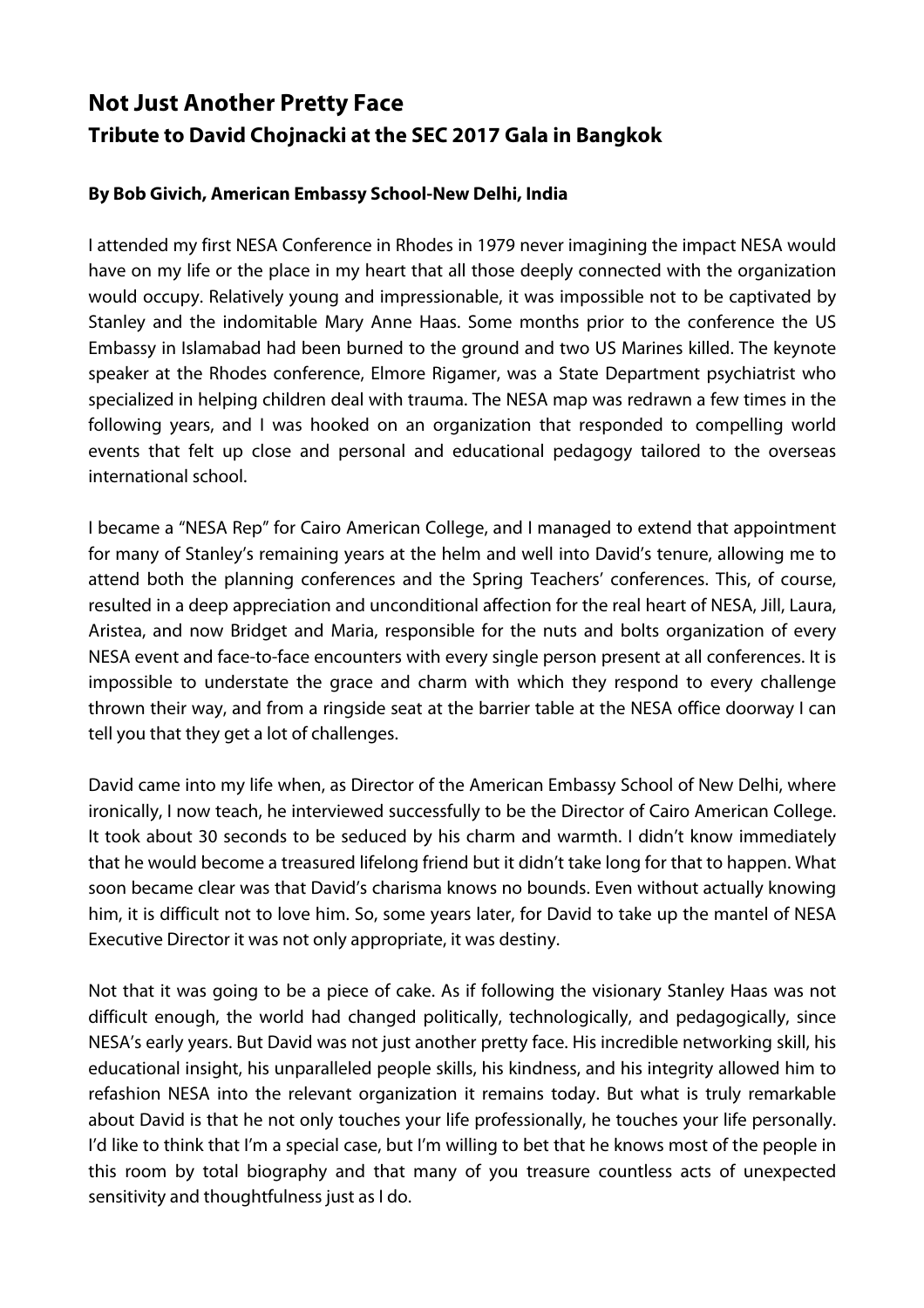# Not Just Another Pretty Face

## Tribute to David Chojnacki at the SEC 2017 Gala in Bangkok

**By Bob Givich, American Embassy School-New Delhi, India**

I attended my first NESA Conference in Rhodes in 1979 never imagining the impact NESA would have on my life or the place in my heart that all those deeply connected with the organization would occupy. Relatively young and impressionable, it was impossible not to be captivated by Stanley and the indomitable Mary Anne Haas. Some months prior to the conference the US Embassy in Islamabad had been burned to the ground and two US Marines killed. The keynote speaker at the Rhodes conference, Elmore Rigamer, was a State Department psychiatrist who specialized in helping children deal with trauma. The NESA map was redrawn a few times in the following years, and I was hooked on an organization that responded to compelling world events that felt up close and personal and educational pedagogy tailored to the overseas international school.

I became a "NESA Rep" for Cairo American College, and I managed to extend that appointment for many of Stanley's remaining years at the helm and well into David's tenure, allowing me to attend both the planning conferences and the Spring Teachers' conferences. This, of course, resulted in a deep appreciation and unconditional affection for the real heart of NESA, Jill, Laura, Aristea, and now Bridget and Maria, responsible for the nuts and bolts organization of every NESA event and face-to-face encounters with every single person present at all conferences. It is impossible to understate the grace and charm with which they respond to every challenge thrown their way, and from a ringside seat at the barrier table at the NESA office doorway I can tell you that they get a lot of challenges.

David came into my life when, as Director of the American Embassy School of New Delhi, where ironically, I now teach, he interviewed successfully to be the Director of Cairo American College. It took about 30 seconds to be seduced by his charm and warmth. I didn't know immediately that he would become a treasured lifelong friend but it didn't take long for that to happen. What soon became clear was that David's charisma knows no bounds. Even without actually knowing him, it is difficult not to love him. So, some years later, for David to take up the mantel of NESA Executive Director it was not only appropriate, it was destiny.

Not that it was going to be a piece of cake. As if following the visionary Stanley Haas was not difficult enough, the world had changed politically, technologically, and pedagogically, since NESA's early years. But David was not just another pretty face. His incredible networking skill, his educational insight, his unparalleled people skills, his kindness, and his integrity allowed him to refashion NESA into the relevant organization it remains today. But what is truly remarkable about David is that he not only touches your life professionally, he touches your life personally. I'd like to think that I'm a special case, but I'm willing to bet that he knows most of the people in this room by total biography and that many of you treasure countless acts of unexpected sensitivity and thoughtfulness just as I do.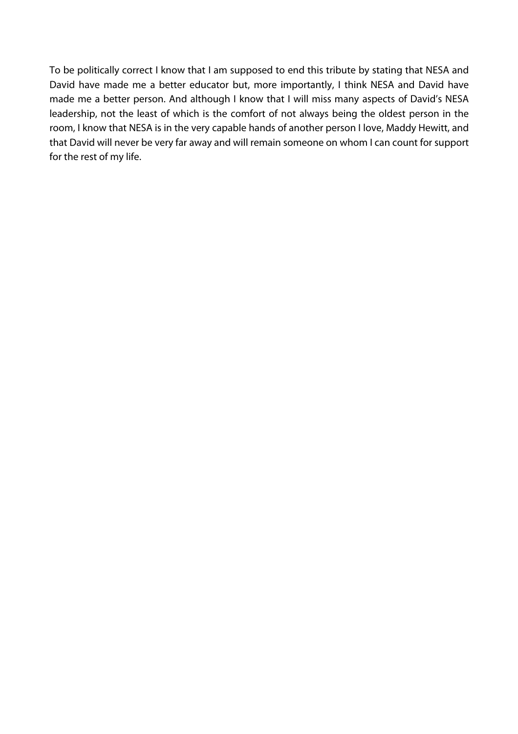To be politically correct I know that I am supposed to end this tribute by stating that NESA and David have made me a better educator but, more importantly, I think NESA and David have made me a better person. And although I know that I will miss many aspects of David's NESA leadership, not the least of which is the comfort of not always being the oldest person in the room, I know that NESA is in the very capable hands of another person I love, Maddy Hewitt, and that David will never be very far away and will remain someone on whom I can count for support for the rest of my life.